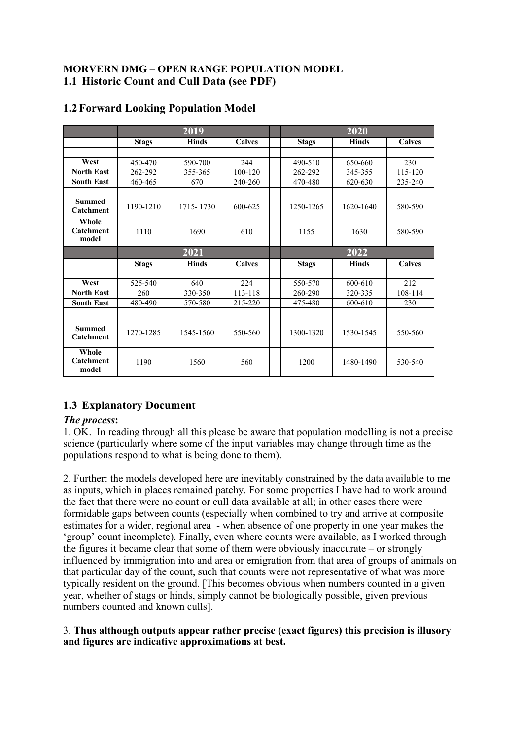**MORVERN DMG – OPEN RANGE POPULATION MODEL**

## 1.1 Historic Count and Cull Data (see PDF)

## 1.2 Forward Looking Population Model

| | 2019 | | | | 2020 | | |
|---|---|---|---|---|---|---|---|
| | **Stags** | **Hinds** | **Calves** | | **Stags** | **Hinds** | **Calves** |
| | | | | | | | |
| **West** | 450-470 | 590-700 | 244 | | 490-510 | 650-660 | 230 |
| **North East** | 262-292 | 355-365 | 100-120 | | 262-292 | 345-355 | 115-120 |
| **South East** | 460-465 | 670 | 240-260 | | 470-480 | 620-630 | 235-240 |
| | | | | | | | |
| **Summed Catchment** | 1190-1210 | 1715- 1730 | 600-625 | | 1250-1265 | 1620-1640 | 580-590 |
| **Whole Catchment model** | 1110 | 1690 | 610 | | 1155 | 1630 | 580-590 |
| | **2021** | | | | **2022** | | |
| | **Stags** | **Hinds** | **Calves** | | **Stags** | **Hinds** | **Calves** |
| | | | | | | | |
| **West** | 525-540 | 640 | 224 | | 550-570 | 600-610 | 212 |
| **North East** | 260 | 330-350 | 113-118 | | 260-290 | 320-335 | 108-114 |
| **South East** | 480-490 | 570-580 | 215-220 | | 475-480 | 600-610 | 230 |
| | | | | | | | |
| **Summed Catchment** | 1270-1285 | 1545-1560 | 550-560 | | 1300-1320 | 1530-1545 | 550-560 |
| **Whole Catchment model** | 1190 | 1560 | 560 | | 1200 | 1480-1490 | 530-540 |

## 1.3 Explanatory Document

***The process*:**

1. OK. In reading through all this please be aware that population modelling is not a precise science (particularly where some of the input variables may change through time as the populations respond to what is being done to them).

2. Further: the models developed here are inevitably constrained by the data available to me as inputs, which in places remained patchy. For some properties I have had to work around the fact that there were no count or cull data available at all; in other cases there were formidable gaps between counts (especially when combined to try and arrive at composite estimates for a wider, regional area - when absence of one property in one year makes the 'group' count incomplete). Finally, even where counts were available, as I worked through the figures it became clear that some of them were obviously inaccurate – or strongly influenced by immigration into and area or emigration from that area of groups of animals on that particular day of the count, such that counts were not representative of what was more typically resident on the ground. [This becomes obvious when numbers counted in a given year, whether of stags or hinds, simply cannot be biologically possible, given previous numbers counted and known culls].

3. **Thus although outputs appear rather precise (exact figures) this precision is illusory and figures are indicative approximations at best.**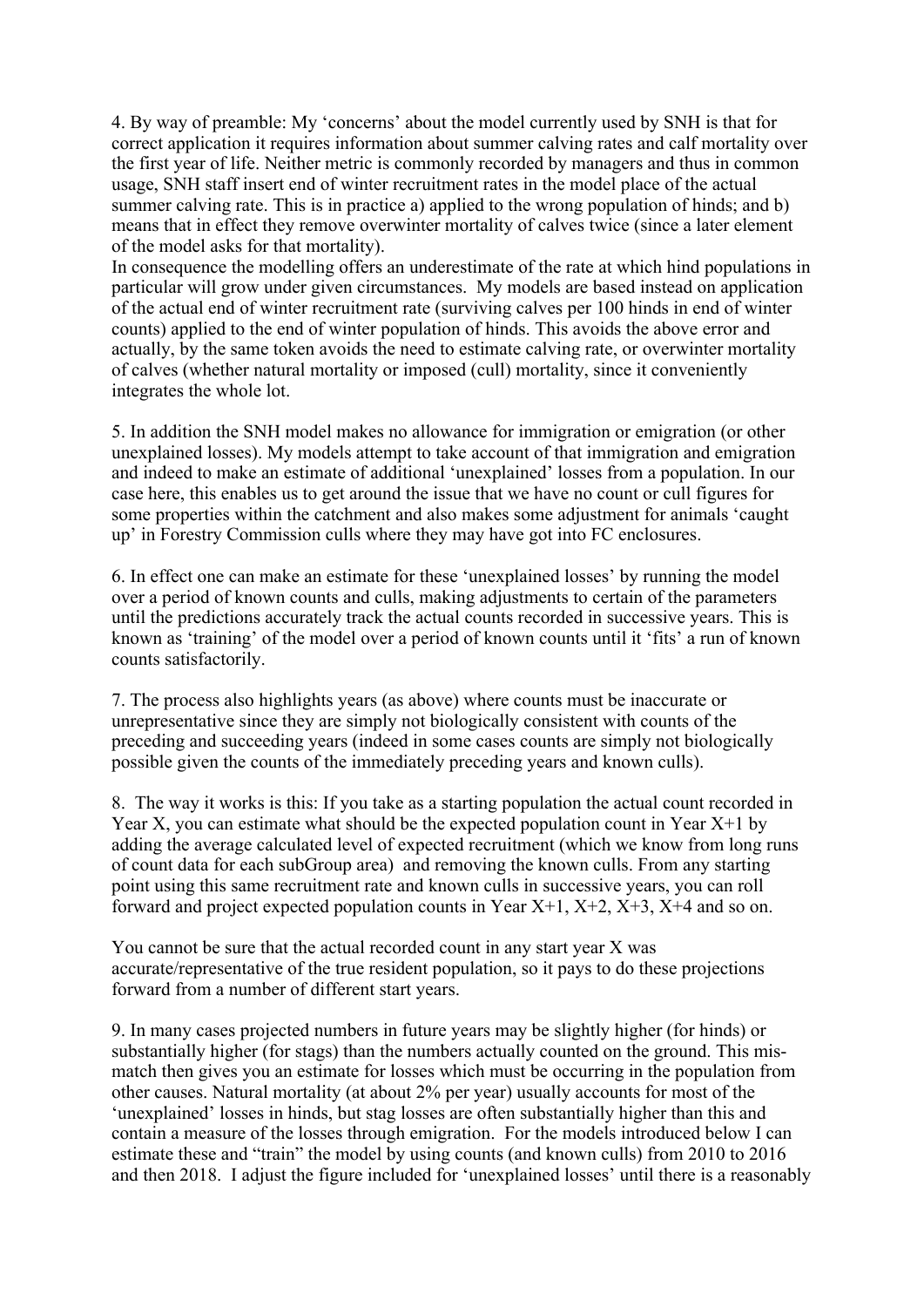4. By way of preamble: My 'concerns' about the model currently used by SNH is that for correct application it requires information about summer calving rates and calf mortality over the first year of life. Neither metric is commonly recorded by managers and thus in common usage, SNH staff insert end of winter recruitment rates in the model place of the actual summer calving rate. This is in practice a) applied to the wrong population of hinds; and b) means that in effect they remove overwinter mortality of calves twice (since a later element of the model asks for that mortality).

In consequence the modelling offers an underestimate of the rate at which hind populations in particular will grow under given circumstances. My models are based instead on application of the actual end of winter recruitment rate (surviving calves per 100 hinds in end of winter counts) applied to the end of winter population of hinds. This avoids the above error and actually, by the same token avoids the need to estimate calving rate, or overwinter mortality of calves (whether natural mortality or imposed (cull) mortality, since it conveniently integrates the whole lot.

5. In addition the SNH model makes no allowance for immigration or emigration (or other unexplained losses). My models attempt to take account of that immigration and emigration and indeed to make an estimate of additional 'unexplained' losses from a population. In our case here, this enables us to get around the issue that we have no count or cull figures for some properties within the catchment and also makes some adjustment for animals 'caught up' in Forestry Commission culls where they may have got into FC enclosures.

6. In effect one can make an estimate for these 'unexplained losses' by running the model over a period of known counts and culls, making adjustments to certain of the parameters until the predictions accurately track the actual counts recorded in successive years. This is known as 'training' of the model over a period of known counts until it 'fits' a run of known counts satisfactorily.

7. The process also highlights years (as above) where counts must be inaccurate or unrepresentative since they are simply not biologically consistent with counts of the preceding and succeeding years (indeed in some cases counts are simply not biologically possible given the counts of the immediately preceding years and known culls).

8. The way it works is this: If you take as a starting population the actual count recorded in Year X, you can estimate what should be the expected population count in Year X+1 by adding the average calculated level of expected recruitment (which we know from long runs of count data for each subGroup area) and removing the known culls. From any starting point using this same recruitment rate and known culls in successive years, you can roll forward and project expected population counts in Year X+1, X+2, X+3, X+4 and so on.

You cannot be sure that the actual recorded count in any start year X was accurate/representative of the true resident population, so it pays to do these projections forward from a number of different start years.

9. In many cases projected numbers in future years may be slightly higher (for hinds) or substantially higher (for stags) than the numbers actually counted on the ground. This mis-match then gives you an estimate for losses which must be occurring in the population from other causes. Natural mortality (at about 2% per year) usually accounts for most of the 'unexplained' losses in hinds, but stag losses are often substantially higher than this and contain a measure of the losses through emigration. For the models introduced below I can estimate these and "train" the model by using counts (and known culls) from 2010 to 2016 and then 2018. I adjust the figure included for 'unexplained losses' until there is a reasonably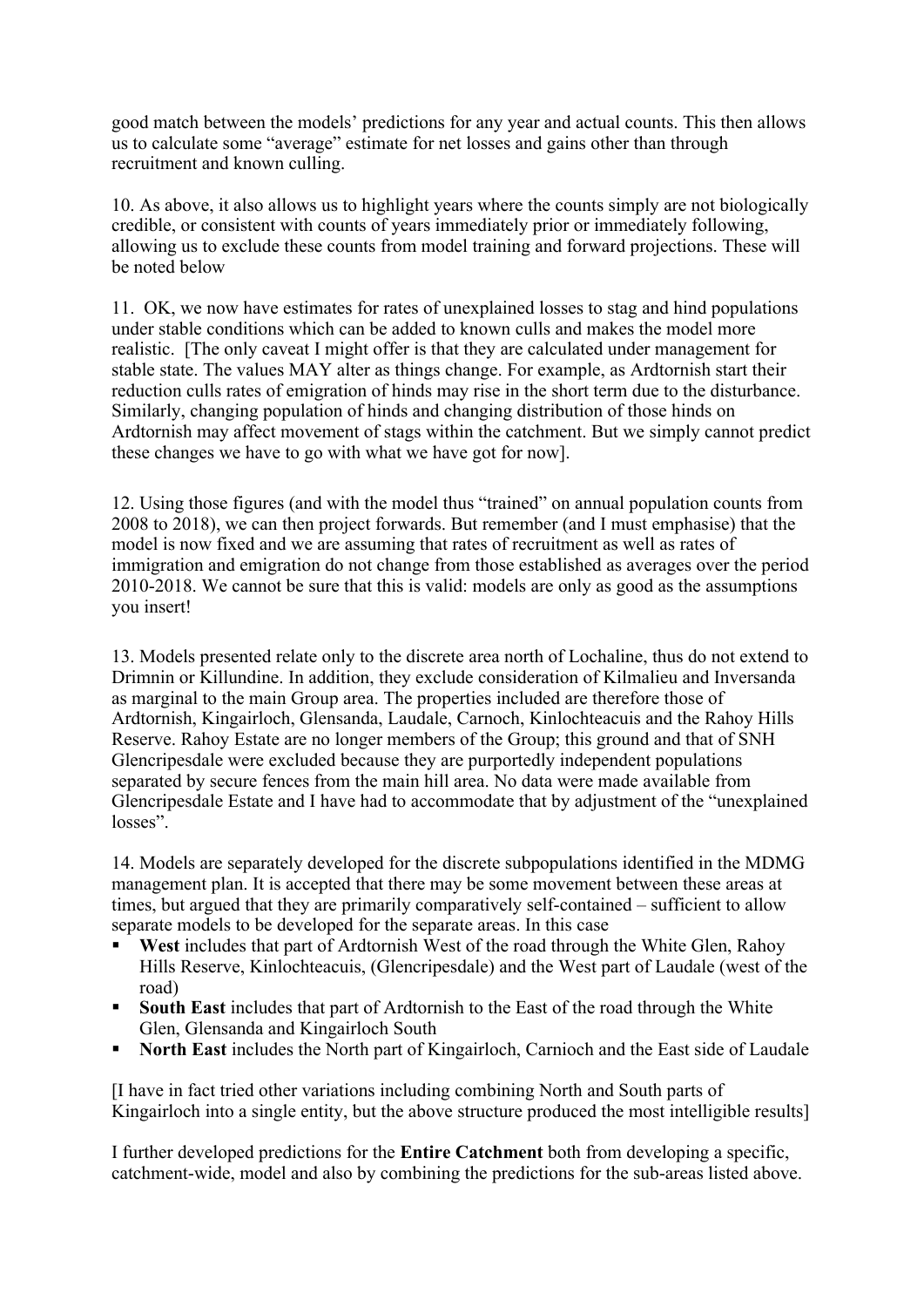good match between the models' predictions for any year and actual counts. This then allows us to calculate some "average" estimate for net losses and gains other than through recruitment and known culling.

10. As above, it also allows us to highlight years where the counts simply are not biologically credible, or consistent with counts of years immediately prior or immediately following, allowing us to exclude these counts from model training and forward projections. These will be noted below

11. OK, we now have estimates for rates of unexplained losses to stag and hind populations under stable conditions which can be added to known culls and makes the model more realistic. [The only caveat I might offer is that they are calculated under management for stable state. The values MAY alter as things change. For example, as Ardtornish start their reduction culls rates of emigration of hinds may rise in the short term due to the disturbance. Similarly, changing population of hinds and changing distribution of those hinds on Ardtornish may affect movement of stags within the catchment. But we simply cannot predict these changes we have to go with what we have got for now].

12. Using those figures (and with the model thus "trained" on annual population counts from 2008 to 2018), we can then project forwards. But remember (and I must emphasise) that the model is now fixed and we are assuming that rates of recruitment as well as rates of immigration and emigration do not change from those established as averages over the period 2010-2018. We cannot be sure that this is valid: models are only as good as the assumptions you insert!

13. Models presented relate only to the discrete area north of Lochaline, thus do not extend to Drimnin or Killundine. In addition, they exclude consideration of Kilmalieu and Inversanda as marginal to the main Group area. The properties included are therefore those of Ardtornish, Kingairloch, Glensanda, Laudale, Carnoch, Kinlochteacuis and the Rahoy Hills Reserve. Rahoy Estate are no longer members of the Group; this ground and that of SNH Glencripesdale were excluded because they are purportedly independent populations separated by secure fences from the main hill area. No data were made available from Glencripesdale Estate and I have had to accommodate that by adjustment of the "unexplained losses".

14. Models are separately developed for the discrete subpopulations identified in the MDMG management plan. It is accepted that there may be some movement between these areas at times, but argued that they are primarily comparatively self-contained – sufficient to allow separate models to be developed for the separate areas. In this case

- **West** includes that part of Ardtornish West of the road through the White Glen, Rahoy Hills Reserve, Kinlochteacuis, (Glencripesdale) and the West part of Laudale (west of the road)
- **South East** includes that part of Ardtornish to the East of the road through the White Glen, Glensanda and Kingairloch South
- **North East** includes the North part of Kingairloch, Carnioch and the East side of Laudale

[I have in fact tried other variations including combining North and South parts of Kingairloch into a single entity, but the above structure produced the most intelligible results]

I further developed predictions for the **Entire Catchment** both from developing a specific, catchment-wide, model and also by combining the predictions for the sub-areas listed above.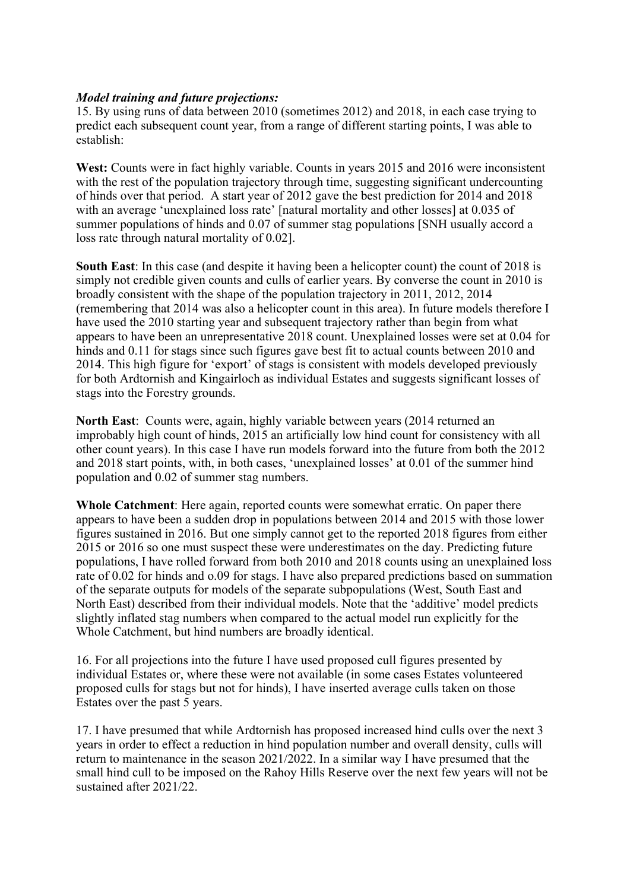***Model training and future projections:***

15. By using runs of data between 2010 (sometimes 2012) and 2018, in each case trying to predict each subsequent count year, from a range of different starting points, I was able to establish:

**West:** Counts were in fact highly variable. Counts in years 2015 and 2016 were inconsistent with the rest of the population trajectory through time, suggesting significant undercounting of hinds over that period. A start year of 2012 gave the best prediction for 2014 and 2018 with an average 'unexplained loss rate' [natural mortality and other losses] at 0.035 of summer populations of hinds and 0.07 of summer stag populations [SNH usually accord a loss rate through natural mortality of 0.02].

**South East**: In this case (and despite it having been a helicopter count) the count of 2018 is simply not credible given counts and culls of earlier years. By converse the count in 2010 is broadly consistent with the shape of the population trajectory in 2011, 2012, 2014 (remembering that 2014 was also a helicopter count in this area). In future models therefore I have used the 2010 starting year and subsequent trajectory rather than begin from what appears to have been an unrepresentative 2018 count. Unexplained losses were set at 0.04 for hinds and 0.11 for stags since such figures gave best fit to actual counts between 2010 and 2014. This high figure for 'export' of stags is consistent with models developed previously for both Ardtornish and Kingairloch as individual Estates and suggests significant losses of stags into the Forestry grounds.

**North East**: Counts were, again, highly variable between years (2014 returned an improbably high count of hinds, 2015 an artificially low hind count for consistency with all other count years). In this case I have run models forward into the future from both the 2012 and 2018 start points, with, in both cases, 'unexplained losses' at 0.01 of the summer hind population and 0.02 of summer stag numbers.

**Whole Catchment**: Here again, reported counts were somewhat erratic. On paper there appears to have been a sudden drop in populations between 2014 and 2015 with those lower figures sustained in 2016. But one simply cannot get to the reported 2018 figures from either 2015 or 2016 so one must suspect these were underestimates on the day. Predicting future populations, I have rolled forward from both 2010 and 2018 counts using an unexplained loss rate of 0.02 for hinds and o.09 for stags. I have also prepared predictions based on summation of the separate outputs for models of the separate subpopulations (West, South East and North East) described from their individual models. Note that the 'additive' model predicts slightly inflated stag numbers when compared to the actual model run explicitly for the Whole Catchment, but hind numbers are broadly identical.

16. For all projections into the future I have used proposed cull figures presented by individual Estates or, where these were not available (in some cases Estates volunteered proposed culls for stags but not for hinds), I have inserted average culls taken on those Estates over the past 5 years.

17. I have presumed that while Ardtornish has proposed increased hind culls over the next 3 years in order to effect a reduction in hind population number and overall density, culls will return to maintenance in the season 2021/2022. In a similar way I have presumed that the small hind cull to be imposed on the Rahoy Hills Reserve over the next few years will not be sustained after 2021/22.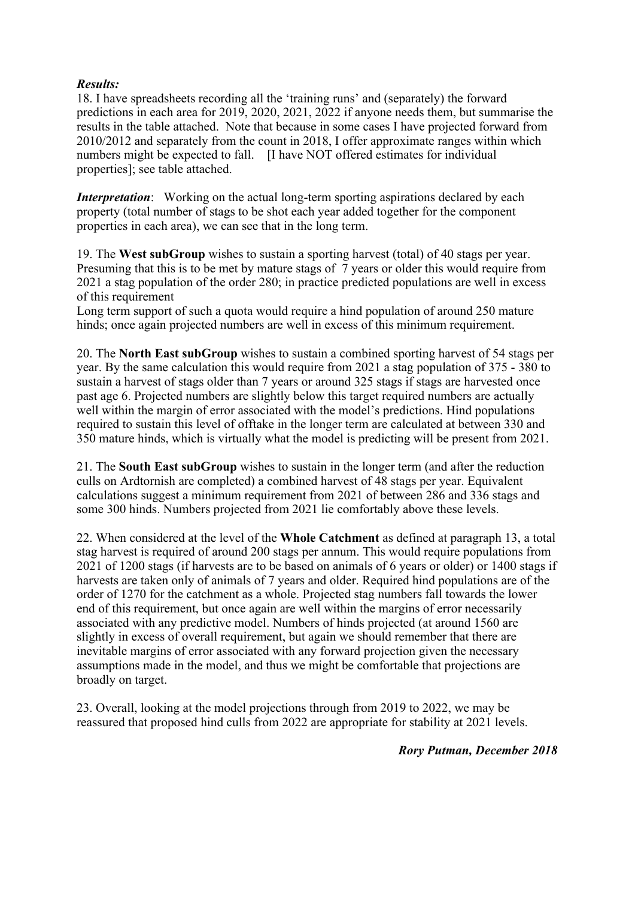***Results:***

18. I have spreadsheets recording all the 'training runs' and (separately) the forward predictions in each area for 2019, 2020, 2021, 2022 if anyone needs them, but summarise the results in the table attached. Note that because in some cases I have projected forward from 2010/2012 and separately from the count in 2018, I offer approximate ranges within which numbers might be expected to fall. [I have NOT offered estimates for individual properties]; see table attached.

***Interpretation***: Working on the actual long-term sporting aspirations declared by each property (total number of stags to be shot each year added together for the component properties in each area), we can see that in the long term.

19. The **West subGroup** wishes to sustain a sporting harvest (total) of 40 stags per year. Presuming that this is to be met by mature stags of 7 years or older this would require from 2021 a stag population of the order 280; in practice predicted populations are well in excess of this requirement
Long term support of such a quota would require a hind population of around 250 mature hinds; once again projected numbers are well in excess of this minimum requirement.

20. The **North East subGroup** wishes to sustain a combined sporting harvest of 54 stags per year. By the same calculation this would require from 2021 a stag population of 375 - 380 to sustain a harvest of stags older than 7 years or around 325 stags if stags are harvested once past age 6. Projected numbers are slightly below this target required numbers are actually well within the margin of error associated with the model's predictions. Hind populations required to sustain this level of offtake in the longer term are calculated at between 330 and 350 mature hinds, which is virtually what the model is predicting will be present from 2021.

21. The **South East subGroup** wishes to sustain in the longer term (and after the reduction culls on Ardtornish are completed) a combined harvest of 48 stags per year. Equivalent calculations suggest a minimum requirement from 2021 of between 286 and 336 stags and some 300 hinds. Numbers projected from 2021 lie comfortably above these levels.

22. When considered at the level of the **Whole Catchment** as defined at paragraph 13, a total stag harvest is required of around 200 stags per annum. This would require populations from 2021 of 1200 stags (if harvests are to be based on animals of 6 years or older) or 1400 stags if harvests are taken only of animals of 7 years and older. Required hind populations are of the order of 1270 for the catchment as a whole. Projected stag numbers fall towards the lower end of this requirement, but once again are well within the margins of error necessarily associated with any predictive model. Numbers of hinds projected (at around 1560 are slightly in excess of overall requirement, but again we should remember that there are inevitable margins of error associated with any forward projection given the necessary assumptions made in the model, and thus we might be comfortable that projections are broadly on target.

23. Overall, looking at the model projections through from 2019 to 2022, we may be reassured that proposed hind culls from 2022 are appropriate for stability at 2021 levels.

***Rory Putman, December 2018***